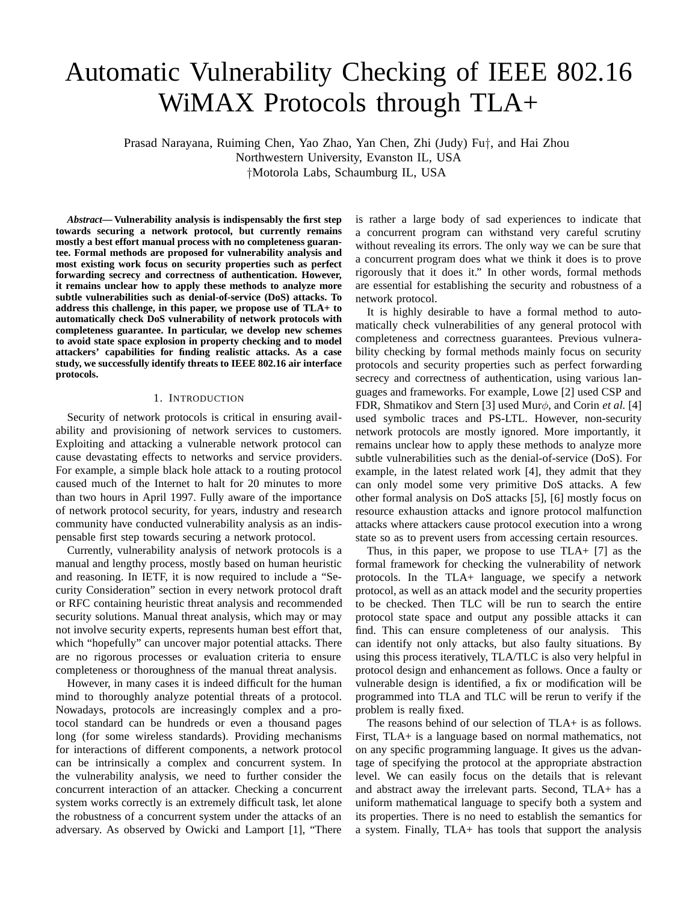# Automatic Vulnerability Checking of IEEE 802.16 WiMAX Protocols through TLA+

Prasad Narayana, Ruiming Chen, Yao Zhao, Yan Chen, Zhi (Judy) Fu†, and Hai Zhou
Northwestern University, Evanston IL, USA
†Motorola Labs, Schaumburg IL, USA

***Abstract*— Vulnerability analysis is indispensably the first step towards securing a network protocol, but currently remains mostly a best effort manual process with no completeness guarantee. Formal methods are proposed for vulnerability analysis and most existing work focus on security properties such as perfect forwarding secrecy and correctness of authentication. However, it remains unclear how to apply these methods to analyze more subtle vulnerabilities such as denial-of-service (DoS) attacks. To address this challenge, in this paper, we propose use of TLA+ to automatically check DoS vulnerability of network protocols with completeness guarantee. In particular, we develop new schemes to avoid state space explosion in property checking and to model attackers' capabilities for finding realistic attacks. As a case study, we successfully identify threats to IEEE 802.16 air interface protocols.**

## 1. Introduction

Security of network protocols is critical in ensuring availability and provisioning of network services to customers. Exploiting and attacking a vulnerable network protocol can cause devastating effects to networks and service providers. For example, a simple black hole attack to a routing protocol caused much of the Internet to halt for 20 minutes to more than two hours in April 1997. Fully aware of the importance of network protocol security, for years, industry and research community have conducted vulnerability analysis as an indispensable first step towards securing a network protocol.

Currently, vulnerability analysis of network protocols is a manual and lengthy process, mostly based on human heuristic and reasoning. In IETF, it is now required to include a "Security Consideration" section in every network protocol draft or RFC containing heuristic threat analysis and recommended security solutions. Manual threat analysis, which may or may not involve security experts, represents human best effort that, which "hopefully" can uncover major potential attacks. There are no rigorous processes or evaluation criteria to ensure completeness or thoroughness of the manual threat analysis.

However, in many cases it is indeed difficult for the human mind to thoroughly analyze potential threats of a protocol. Nowadays, protocols are increasingly complex and a protocol standard can be hundreds or even a thousand pages long (for some wireless standards). Providing mechanisms for interactions of different components, a network protocol can be intrinsically a complex and concurrent system. In the vulnerability analysis, we need to further consider the concurrent interaction of an attacker. Checking a concurrent system works correctly is an extremely difficult task, let alone the robustness of a concurrent system under the attacks of an adversary. As observed by Owicki and Lamport [1], "There is rather a large body of sad experiences to indicate that a concurrent program can withstand very careful scrutiny without revealing its errors. The only way we can be sure that a concurrent program does what we think it does is to prove rigorously that it does it." In other words, formal methods are essential for establishing the security and robustness of a network protocol.

It is highly desirable to have a formal method to automatically check vulnerabilities of any general protocol with completeness and correctness guarantees. Previous vulnerability checking by formal methods mainly focus on security protocols and security properties such as perfect forwarding secrecy and correctness of authentication, using various languages and frameworks. For example, Lowe [2] used CSP and FDR, Shmatikov and Stern [3] used Mur$\phi$, and Corin *et al.* [4] used symbolic traces and PS-LTL. However, non-security network protocols are mostly ignored. More importantly, it remains unclear how to apply these methods to analyze more subtle vulnerabilities such as the denial-of-service (DoS). For example, in the latest related work [4], they admit that they can only model some very primitive DoS attacks. A few other formal analysis on DoS attacks [5], [6] mostly focus on resource exhaustion attacks and ignore protocol malfunction attacks where attackers cause protocol execution into a wrong state so as to prevent users from accessing certain resources.

Thus, in this paper, we propose to use TLA+ [7] as the formal framework for checking the vulnerability of network protocols. In the TLA+ language, we specify a network protocol, as well as an attack model and the security properties to be checked. Then TLC will be run to search the entire protocol state space and output any possible attacks it can find. This can ensure completeness of our analysis. This can identify not only attacks, but also faulty situations. By using this process iteratively, TLA/TLC is also very helpful in protocol design and enhancement as follows. Once a faulty or vulnerable design is identified, a fix or modification will be programmed into TLA and TLC will be rerun to verify if the problem is really fixed.

The reasons behind of our selection of TLA+ is as follows. First, TLA+ is a language based on normal mathematics, not on any specific programming language. It gives us the advantage of specifying the protocol at the appropriate abstraction level. We can easily focus on the details that is relevant and abstract away the irrelevant parts. Second, TLA+ has a uniform mathematical language to specify both a system and its properties. There is no need to establish the semantics for a system. Finally, TLA+ has tools that support the analysis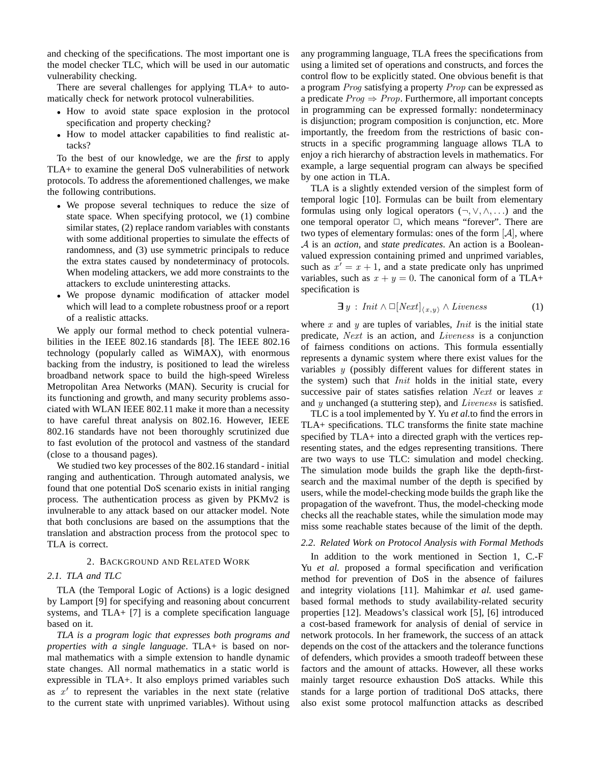and checking of the specifications. The most important one is the model checker TLC, which will be used in our automatic vulnerability checking.

There are several challenges for applying TLA+ to automatically check for network protocol vulnerabilities.

- How to avoid state space explosion in the protocol specification and property checking?
- How to model attacker capabilities to find realistic attacks?

To the best of our knowledge, we are the *first* to apply TLA+ to examine the general DoS vulnerabilities of network protocols. To address the aforementioned challenges, we make the following contributions.

- We propose several techniques to reduce the size of state space. When specifying protocol, we (1) combine similar states, (2) replace random variables with constants with some additional properties to simulate the effects of randomness, and (3) use symmetric principals to reduce the extra states caused by nondeterminacy of protocols. When modeling attackers, we add more constraints to the attackers to exclude uninteresting attacks.
- We propose dynamic modification of attacker model which will lead to a complete robustness proof or a report of a realistic attacks.

We apply our formal method to check potential vulnerabilities in the IEEE 802.16 standards [8]. The IEEE 802.16 technology (popularly called as WiMAX), with enormous backing from the industry, is positioned to lead the wireless broadband network space to build the high-speed Wireless Metropolitan Area Networks (MAN). Security is crucial for its functioning and growth, and many security problems associated with WLAN IEEE 802.11 make it more than a necessity to have careful threat analysis on 802.16. However, IEEE 802.16 standards have not been thoroughly scrutinized due to fast evolution of the protocol and vastness of the standard (close to a thousand pages).

We studied two key processes of the 802.16 standard - initial ranging and authentication. Through automated analysis, we found that one potential DoS scenario exists in initial ranging process. The authentication process as given by PKMv2 is invulnerable to any attack based on our attacker model. Note that both conclusions are based on the assumptions that the translation and abstraction process from the protocol spec to TLA is correct.

## 2. Background and Related Work

### 2.1. TLA and TLC

TLA (the Temporal Logic of Actions) is a logic designed by Lamport [9] for specifying and reasoning about concurrent systems, and TLA+ [7] is a complete specification language based on it.

*TLA is a program logic that expresses both programs and properties with a single language*. TLA+ is based on normal mathematics with a simple extension to handle dynamic state changes. All normal mathematics in a static world is expressible in TLA+. It also employs primed variables such as $x'$ to represent the variables in the next state (relative to the current state with unprimed variables). Without using any programming language, TLA frees the specifications from using a limited set of operations and constructs, and forces the control flow to be explicitly stated. One obvious benefit is that a program $Prog$ satisfying a property $Prop$ can be expressed as a predicate $Prog \Rightarrow Prop$. Furthermore, all important concepts in programming can be expressed formally: nondeterminacy is disjunction; program composition is conjunction, etc. More importantly, the freedom from the restrictions of basic constructs in a specific programming language allows TLA to enjoy a rich hierarchy of abstraction levels in mathematics. For example, a large sequential program can always be specified by one action in TLA.

TLA is a slightly extended version of the simplest form of temporal logic [10]. Formulas can be built from elementary formulas using only logical operators ($\neg, \vee, \wedge, \ldots$) and the one temporal operator $\Box$, which means "forever". There are two types of elementary formulas: ones of the form $[\mathcal{A}]$, where $\mathcal{A}$ is an *action*, and *state predicates*. An action is a Boolean-valued expression containing primed and unprimed variables, such as $x' = x + 1$, and a state predicate only has unprimed variables, such as $x + y = 0$. The canonical form of a TLA+ specification is

$$\exists\, y \,:\, Init \wedge \Box[Next]_{\langle x,y \rangle} \wedge Liveness \tag{1}$$

where $x$ and $y$ are tuples of variables, $Init$ is the initial state predicate, $Next$ is an action, and $Liveness$ is a conjunction of fairness conditions on actions. This formula essentially represents a dynamic system where there exist values for the variables $y$ (possibly different values for different states in the system) such that $Init$ holds in the initial state, every successive pair of states satisfies relation $Next$ or leaves $x$ and $y$ unchanged (a stuttering step), and $Liveness$ is satisfied.

TLC is a tool implemented by Y. Yu *et al.*to find the errors in TLA+ specifications. TLC transforms the finite state machine specified by TLA+ into a directed graph with the vertices representing states, and the edges representing transitions. There are two ways to use TLC: simulation and model checking. The simulation mode builds the graph like the depth-first-search and the maximal number of the depth is specified by users, while the model-checking mode builds the graph like the propagation of the wavefront. Thus, the model-checking mode checks all the reachable states, while the simulation mode may miss some reachable states because of the limit of the depth.

### 2.2. Related Work on Protocol Analysis with Formal Methods

In addition to the work mentioned in Section 1, C.-F Yu *et al.* proposed a formal specification and verification method for prevention of DoS in the absence of failures and integrity violations [11]. Mahimkar *et al.* used game-based formal methods to study availability-related security properties [12]. Meadows's classical work [5], [6] introduced a cost-based framework for analysis of denial of service in network protocols. In her framework, the success of an attack depends on the cost of the attackers and the tolerance functions of defenders, which provides a smooth tradeoff between these factors and the amount of attacks. However, all these works mainly target resource exhaustion DoS attacks. While this stands for a large portion of traditional DoS attacks, there also exist some protocol malfunction attacks as described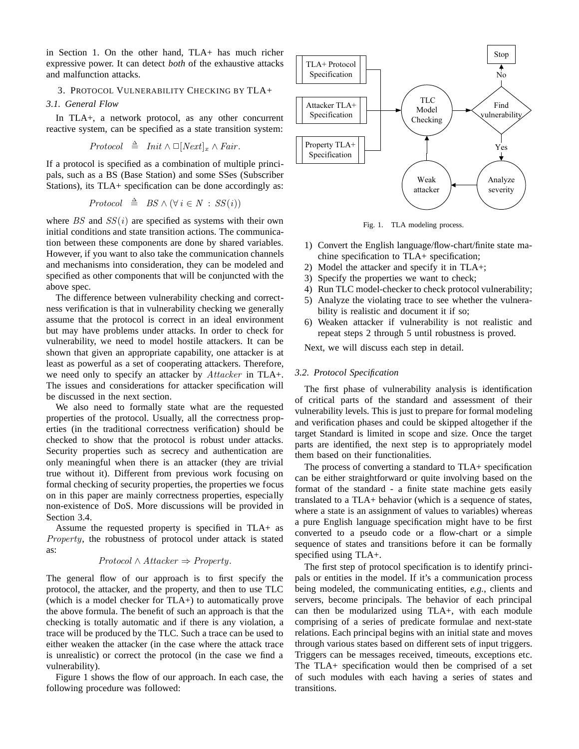in Section 1. On the other hand, TLA+ has much richer expressive power. It can detect *both* of the exhaustive attacks and malfunction attacks.

## 3. Protocol Vulnerability Checking by TLA+

### 3.1. General Flow

In TLA+, a network protocol, as any other concurrent reactive system, can be specified as a state transition system:

$$Protocol \;\triangleq\; Init \land \Box[Next]_x \land Fair.$$

If a protocol is specified as a combination of multiple principals, such as a BS (Base Station) and some SSes (Subscriber Stations), its TLA+ specification can be done accordingly as:

$$Protocol \;\triangleq\; BS \land (\forall\, i \in N : SS(i))$$

where $BS$ and $SS(i)$ are specified as systems with their own initial conditions and state transition actions. The communication between these components are done by shared variables. However, if you want to also take the communication channels and mechanisms into consideration, they can be modeled and specified as other components that will be conjuncted with the above spec.

The difference between vulnerability checking and correctness verification is that in vulnerability checking we generally assume that the protocol is correct in an ideal environment but may have problems under attacks. In order to check for vulnerability, we need to model hostile attackers. It can be shown that given an appropriate capability, one attacker is at least as powerful as a set of cooperating attackers. Therefore, we need only to specify an attacker by $Attacker$ in TLA+. The issues and considerations for attacker specification will be discussed in the next section.

We also need to formally state what are the requested properties of the protocol. Usually, all the correctness properties (in the traditional correctness verification) should be checked to show that the protocol is robust under attacks. Security properties such as secrecy and authentication are only meaningful when there is an attacker (they are trivial true without it). Different from previous work focusing on formal checking of security properties, the properties we focus on in this paper are mainly correctness properties, especially non-existence of DoS. More discussions will be provided in Section 3.4.

Assume the requested property is specified in TLA+ as $Property$, the robustness of protocol under attack is stated as:

$$Protocol \land Attacker \Rightarrow Property.$$

The general flow of our approach is to first specify the protocol, the attacker, and the property, and then to use TLC (which is a model checker for TLA+) to automatically prove the above formula. The benefit of such an approach is that the checking is totally automatic and if there is any violation, a trace will be produced by the TLC. Such a trace can be used to either weaken the attacker (in the case where the attack trace is unrealistic) or correct the protocol (in the case we find a vulnerability).

Figure 1 shows the flow of our approach. In each case, the following procedure was followed:

Fig. 1. TLA modeling process.

1) Convert the English language/flow-chart/finite state machine specification to TLA+ specification;
2) Model the attacker and specify it in TLA+;
3) Specify the properties we want to check;
4) Run TLC model-checker to check protocol vulnerability;
5) Analyze the violating trace to see whether the vulnerability is realistic and document it if so;
6) Weaken attacker if vulnerability is not realistic and repeat steps 2 through 5 until robustness is proved.

Next, we will discuss each step in detail.

### 3.2. Protocol Specification

The first phase of vulnerability analysis is identification of critical parts of the standard and assessment of their vulnerability levels. This is just to prepare for formal modeling and verification phases and could be skipped altogether if the target Standard is limited in scope and size. Once the target parts are identified, the next step is to appropriately model them based on their functionalities.

The process of converting a standard to TLA+ specification can be either straightforward or quite involving based on the format of the standard - a finite state machine gets easily translated to a TLA+ behavior (which is a sequence of states, where a state is an assignment of values to variables) whereas a pure English language specification might have to be first converted to a pseudo code or a flow-chart or a simple sequence of states and transitions before it can be formally specified using TLA+.

The first step of protocol specification is to identify principals or entities in the model. If it's a communication process being modeled, the communicating entities, *e.g.*, clients and servers, become principals. The behavior of each principal can then be modularized using TLA+, with each module comprising of a series of predicate formulae and next-state relations. Each principal begins with an initial state and moves through various states based on different sets of input triggers. Triggers can be messages received, timeouts, exceptions etc. The TLA+ specification would then be comprised of a set of such modules with each having a series of states and transitions.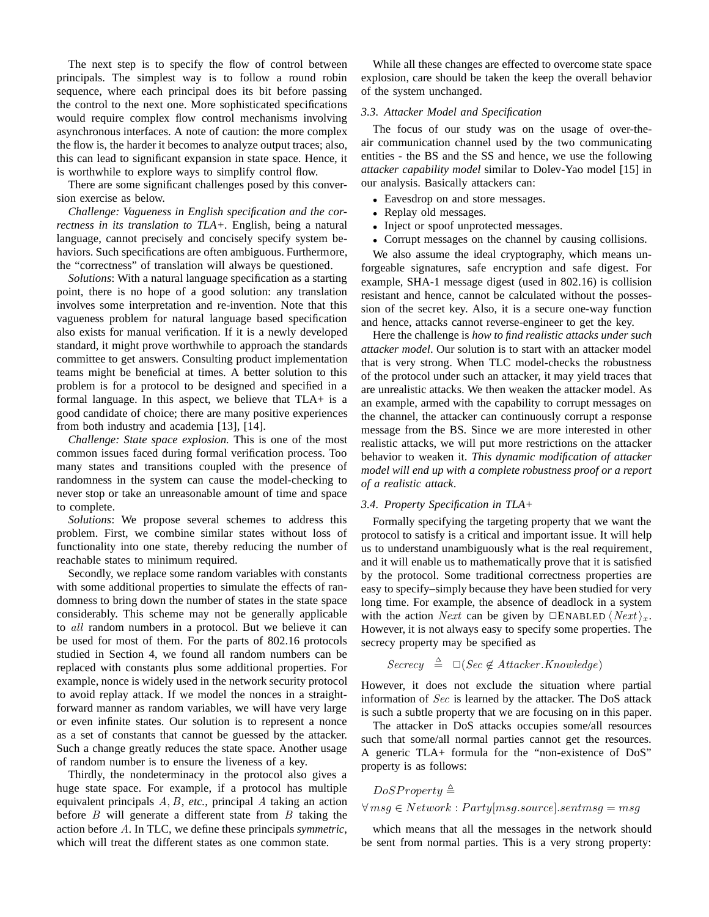The next step is to specify the flow of control between principals. The simplest way is to follow a round robin sequence, where each principal does its bit before passing the control to the next one. More sophisticated specifications would require complex flow control mechanisms involving asynchronous interfaces. A note of caution: the more complex the flow is, the harder it becomes to analyze output traces; also, this can lead to significant expansion in state space. Hence, it is worthwhile to explore ways to simplify control flow.

There are some significant challenges posed by this conversion exercise as below.

*Challenge: Vagueness in English specification and the correctness in its translation to TLA+.* English, being a natural language, cannot precisely and concisely specify system behaviors. Such specifications are often ambiguous. Furthermore, the "correctness" of translation will always be questioned.

*Solutions*: With a natural language specification as a starting point, there is no hope of a good solution: any translation involves some interpretation and re-invention. Note that this vagueness problem for natural language based specification also exists for manual verification. If it is a newly developed standard, it might prove worthwhile to approach the standards committee to get answers. Consulting product implementation teams might be beneficial at times. A better solution to this problem is for a protocol to be designed and specified in a formal language. In this aspect, we believe that TLA+ is a good candidate of choice; there are many positive experiences from both industry and academia [13], [14].

*Challenge: State space explosion.* This is one of the most common issues faced during formal verification process. Too many states and transitions coupled with the presence of randomness in the system can cause the model-checking to never stop or take an unreasonable amount of time and space to complete.

*Solutions*: We propose several schemes to address this problem. First, we combine similar states without loss of functionality into one state, thereby reducing the number of reachable states to minimum required.

Secondly, we replace some random variables with constants with some additional properties to simulate the effects of randomness to bring down the number of states in the state space considerably. This scheme may not be generally applicable to $all$ random numbers in a protocol. But we believe it can be used for most of them. For the parts of 802.16 protocols studied in Section 4, we found all random numbers can be replaced with constants plus some additional properties. For example, nonce is widely used in the network security protocol to avoid replay attack. If we model the nonces in a straightforward manner as random variables, we will have very large or even infinite states. Our solution is to represent a nonce as a set of constants that cannot be guessed by the attacker. Such a change greatly reduces the state space. Another usage of random number is to ensure the liveness of a key.

Thirdly, the nondeterminacy in the protocol also gives a huge state space. For example, if a protocol has multiple equivalent principals $A, B,$ *etc.*, principal $A$ taking an action before $B$ will generate a different state from $B$ taking the action before $A$. In TLC, we define these principals *symmetric*, which will treat the different states as one common state.

While all these changes are effected to overcome state space explosion, care should be taken the keep the overall behavior of the system unchanged.

### 3.3. Attacker Model and Specification

The focus of our study was on the usage of over-the-air communication channel used by the two communicating entities - the BS and the SS and hence, we use the following *attacker capability model* similar to Dolev-Yao model [15] in our analysis. Basically attackers can:

- Eavesdrop on and store messages.
- Replay old messages.
- Inject or spoof unprotected messages.
- Corrupt messages on the channel by causing collisions.

We also assume the ideal cryptography, which means unforgeable signatures, safe encryption and safe digest. For example, SHA-1 message digest (used in 802.16) is collision resistant and hence, cannot be calculated without the possession of the secret key. Also, it is a secure one-way function and hence, attacks cannot reverse-engineer to get the key.

Here the challenge is *how to find realistic attacks under such attacker model*. Our solution is to start with an attacker model that is very strong. When TLC model-checks the robustness of the protocol under such an attacker, it may yield traces that are unrealistic attacks. We then weaken the attacker model. As an example, armed with the capability to corrupt messages on the channel, the attacker can continuously corrupt a response message from the BS. Since we are more interested in other realistic attacks, we will put more restrictions on the attacker behavior to weaken it. *This dynamic modification of attacker model will end up with a complete robustness proof or a report of a realistic attack*.

### 3.4. Property Specification in TLA+

Formally specifying the targeting property that we want the protocol to satisfy is a critical and important issue. It will help us to understand unambiguously what is the real requirement, and it will enable us to mathematically prove that it is satisfied by the protocol. Some traditional correctness properties are easy to specify–simply because they have been studied for very long time. For example, the absence of deadlock in a system with the action $Next$ can be given by $\Box\text{ENABLED}\,\langle Next \rangle_x$. However, it is not always easy to specify some properties. The secrecy property may be specified as

$$Secrecy \;\triangleq\; \Box(Sec \notin Attacker.Knowledge)$$

However, it does not exclude the situation where partial information of $Sec$ is learned by the attacker. The DoS attack is such a subtle property that we are focusing on in this paper.

The attacker in DoS attacks occupies some/all resources such that some/all normal parties cannot get the resources. A generic TLA+ formula for the "non-existence of DoS" property is as follows:

$$DoSProperty \triangleq$$
$$\forall\, msg \in Network : Party[msg.source].sentmsg = msg$$

which means that all the messages in the network should be sent from normal parties. This is a very strong property: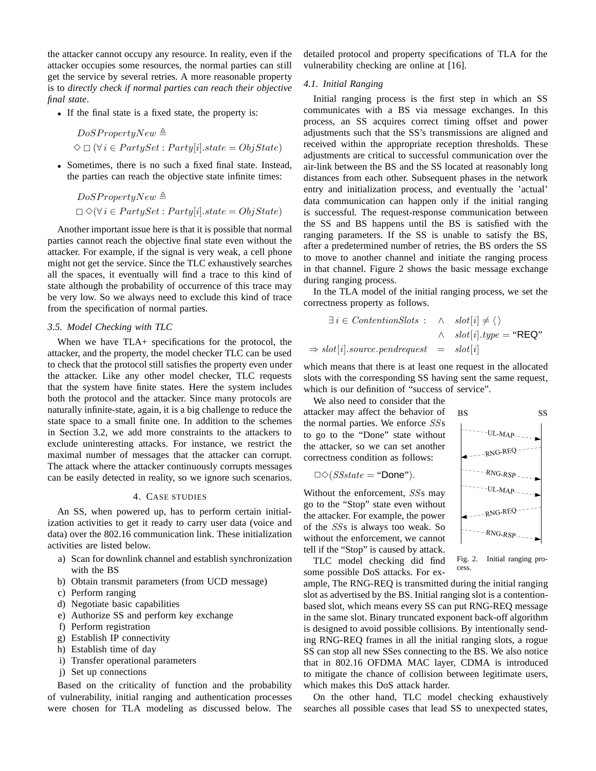the attacker cannot occupy any resource. In reality, even if the attacker occupies some resources, the normal parties can still get the service by several retries. A more reasonable property is to *directly check if normal parties can reach their objective final state*.

- If the final state is a fixed state, the property is:

$$DoSPropertyNew \triangleq$$
$$\diamond \Box (\forall i \in PartySet : Party[i].state = ObjState)$$

- Sometimes, there is no such a fixed final state. Instead, the parties can reach the objective state infinite times:

$$DoSPropertyNew \triangleq$$
$$\Box \diamond (\forall i \in PartySet : Party[i].state = ObjState)$$

Another important issue here is that it is possible that normal parties cannot reach the objective final state even without the attacker. For example, if the signal is very weak, a cell phone might not get the service. Since the TLC exhaustively searches all the spaces, it eventually will find a trace to this kind of state although the probability of occurrence of this trace may be very low. So we always need to exclude this kind of trace from the specification of normal parties.

### 3.5. Model Checking with TLC

When we have TLA+ specifications for the protocol, the attacker, and the property, the model checker TLC can be used to check that the protocol still satisfies the property even under the attacker. Like any other model checker, TLC requests that the system have finite states. Here the system includes both the protocol and the attacker. Since many protocols are naturally infinite-state, again, it is a big challenge to reduce the state space to a small finite one. In addition to the schemes in Section 3.2, we add more constraints to the attackers to exclude uninteresting attacks. For instance, we restrict the maximal number of messages that the attacker can corrupt. The attack where the attacker continuously corrupts messages can be easily detected in reality, so we ignore such scenarios.

## 4. Case studies

An SS, when powered up, has to perform certain initialization activities to get it ready to carry user data (voice and data) over the 802.16 communication link. These initialization activities are listed below.

a) Scan for downlink channel and establish synchronization with the BS
b) Obtain transmit parameters (from UCD message)
c) Perform ranging
d) Negotiate basic capabilities
e) Authorize SS and perform key exchange
f) Perform registration
g) Establish IP connectivity
h) Establish time of day
i) Transfer operational parameters
j) Set up connections

Based on the criticality of function and the probability of vulnerability, initial ranging and authentication processes were chosen for TLA modeling as discussed below. The detailed protocol and property specifications of TLA for the vulnerability checking are online at [16].

### 4.1. Initial Ranging

Initial ranging process is the first step in which an SS communicates with a BS via message exchanges. In this process, an SS acquires correct timing offset and power adjustments such that the SS's transmissions are aligned and received within the appropriate reception thresholds. These adjustments are critical to successful communication over the air-link between the BS and the SS located at reasonably long distances from each other. Subsequent phases in the network entry and initialization process, and eventually the 'actual' data communication can happen only if the initial ranging is successful. The request-response communication between the SS and BS happens until the BS is satisfied with the ranging parameters. If the SS is unable to satisfy the BS, after a predetermined number of retries, the BS orders the SS to move to another channel and initiate the ranging process in that channel. Figure 2 shows the basic message exchange during ranging process.

In the TLA model of the initial ranging process, we set the correctness property as follows.

$$\begin{aligned} \exists i \in ContentionSlots : \quad & \wedge \quad slot[i] \neq \langle\rangle \\ & \wedge \quad slot[i].type = \text{“REQ”} \\ \Rightarrow slot[i].source.pendrequest \quad & = \quad slot[i] \end{aligned}$$

which means that there is at least one request in the allocated slots with the corresponding SS having sent the same request, which is our definition of "success of service".

We also need to consider that the attacker may affect the behavior of the normal parties. We enforce $SS$s to go to the "Done" state without the attacker, so we can set another correctness condition as follows:

$$\Box\diamond(SSstate = \text{“Done”}).$$

Without the enforcement, $SS$s may go to the "Stop" state even without the attacker. For example, the power of the $SS$s is always too weak. So without the enforcement, we cannot tell if the "Stop" is caused by attack.

Fig. 2. Initial ranging process.

TLC model checking did find some possible DoS attacks. For example, The RNG-REQ is transmitted during the initial ranging slot as advertised by the BS. Initial ranging slot is a contention-based slot, which means every SS can put RNG-REQ message in the same slot. Binary truncated exponent back-off algorithm is designed to avoid possible collisions. By intentionally sending RNG-REQ frames in all the initial ranging slots, a rogue SS can stop all new SSes connecting to the BS. We also notice that in 802.16 OFDMA MAC layer, CDMA is introduced to mitigate the chance of collision between legitimate users, which makes this DoS attack harder.

On the other hand, TLC model checking exhaustively searches all possible cases that lead SS to unexpected states,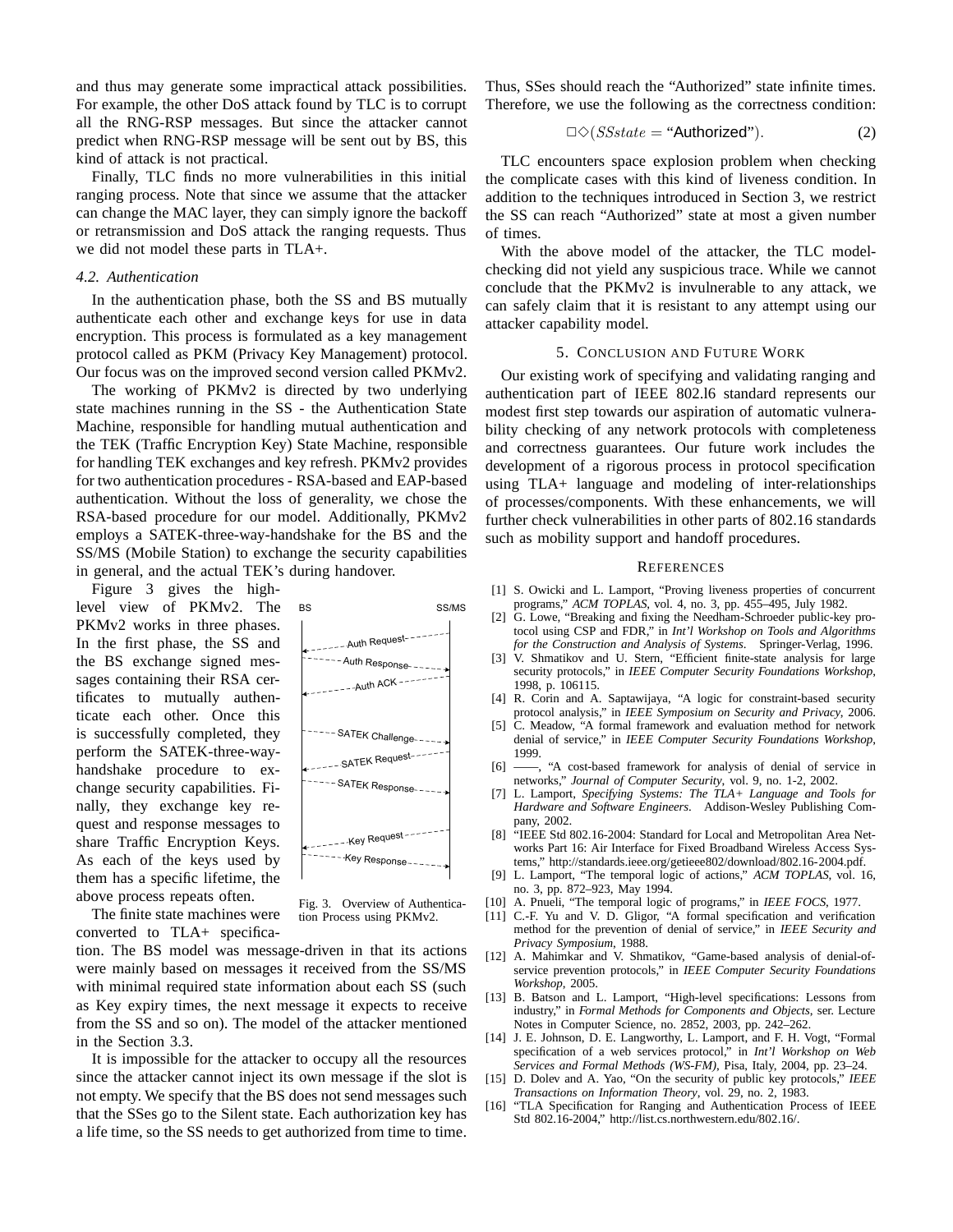and thus may generate some impractical attack possibilities. For example, the other DoS attack found by TLC is to corrupt all the RNG-RSP messages. But since the attacker cannot predict when RNG-RSP message will be sent out by BS, this kind of attack is not practical.

Finally, TLC finds no more vulnerabilities in this initial ranging process. Note that since we assume that the attacker can change the MAC layer, they can simply ignore the backoff or retransmission and DoS attack the ranging requests. Thus we did not model these parts in TLA+.

### *4.2. Authentication*

In the authentication phase, both the SS and BS mutually authenticate each other and exchange keys for use in data encryption. This process is formulated as a key management protocol called as PKM (Privacy Key Management) protocol. Our focus was on the improved second version called PKMv2.

The working of PKMv2 is directed by two underlying state machines running in the SS - the Authentication State Machine, responsible for handling mutual authentication and the TEK (Traffic Encryption Key) State Machine, responsible for handling TEK exchanges and key refresh. PKMv2 provides for two authentication procedures - RSA-based and EAP-based authentication. Without the loss of generality, we chose the RSA-based procedure for our model. Additionally, PKMv2 employs a SATEK-three-way-handshake for the BS and the SS/MS (Mobile Station) to exchange the security capabilities in general, and the actual TEK's during handover.

Figure 3 gives the high-level view of PKMv2. The PKMv2 works in three phases. In the first phase, the SS and the BS exchange signed messages containing their RSA certificates to mutually authenticate each other. Once this is successfully completed, they perform the SATEK-three-way-handshake procedure to exchange security capabilities. Finally, they exchange key request and response messages to share Traffic Encryption Keys. As each of the keys used by them has a specific lifetime, the above process repeats often.

BS

SS/MS

Auth Request

Auth Response

Auth ACK

SATEK Challenge

SATEK Request

SATEK Response

Key Request

Key Response

Fig. 3. Overview of Authentication Process using PKMv2.

The finite state machines were converted to TLA+ specification. The BS model was message-driven in that its actions were mainly based on messages it received from the SS/MS with minimal required state information about each SS (such as Key expiry times, the next message it expects to receive from the SS and so on). The model of the attacker mentioned in the Section 3.3.

It is impossible for the attacker to occupy all the resources since the attacker cannot inject its own message if the slot is not empty. We specify that the BS does not send messages such that the SSes go to the Silent state. Each authorization key has a life time, so the SS needs to get authorized from time to time. Thus, SSes should reach the "Authorized" state infinite times. Therefore, we use the following as the correctness condition:

$$\Box\Diamond(SSstate = \text{"Authorized"}). \qquad (2)$$

TLC encounters space explosion problem when checking the complicate cases with this kind of liveness condition. In addition to the techniques introduced in Section 3, we restrict the SS can reach "Authorized" state at most a given number of times.

With the above model of the attacker, the TLC model-checking did not yield any suspicious trace. While we cannot conclude that the PKMv2 is invulnerable to any attack, we can safely claim that it is resistant to any attempt using our attacker capability model.

## 5. Conclusion and Future Work

Our existing work of specifying and validating ranging and authentication part of IEEE 802.l6 standard represents our modest first step towards our aspiration of automatic vulnerability checking of any network protocols with completeness and correctness guarantees. Our future work includes the development of a rigorous process in protocol specification using TLA+ language and modeling of inter-relationships of processes/components. With these enhancements, we will further check vulnerabilities in other parts of 802.16 standards such as mobility support and handoff procedures.

## References

[1] S. Owicki and L. Lamport, "Proving liveness properties of concurrent programs," *ACM TOPLAS*, vol. 4, no. 3, pp. 455–495, July 1982.

[2] G. Lowe, "Breaking and fixing the Needham-Schroeder public-key protocol using CSP and FDR," in *Int'l Workshop on Tools and Algorithms for the Construction and Analysis of Systems*. Springer-Verlag, 1996.

[3] V. Shmatikov and U. Stern, "Efficient finite-state analysis for large security protocols," in *IEEE Computer Security Foundations Workshop*, 1998, p. 106115.

[4] R. Corin and A. Saptawijaya, "A logic for constraint-based security protocol analysis," in *IEEE Symposium on Security and Privacy*, 2006.

[5] C. Meadow, "A formal framework and evaluation method for network denial of service," in *IEEE Computer Security Foundations Workshop*, 1999.

[6] ——, "A cost-based framework for analysis of denial of service in networks," *Journal of Computer Security*, vol. 9, no. 1-2, 2002.

[7] L. Lamport, *Specifying Systems: The TLA+ Language and Tools for Hardware and Software Engineers*. Addison-Wesley Publishing Company, 2002.

[8] "IEEE Std 802.16-2004: Standard for Local and Metropolitan Area Networks Part 16: Air Interface for Fixed Broadband Wireless Access Systems," http://standards.ieee.org/getieee802/download/802.16-2004.pdf.

[9] L. Lamport, "The temporal logic of actions," *ACM TOPLAS*, vol. 16, no. 3, pp. 872–923, May 1994.

[10] A. Pnueli, "The temporal logic of programs," in *IEEE FOCS*, 1977.

[11] C.-F. Yu and V. D. Gligor, "A formal specification and verification method for the prevention of denial of service," in *IEEE Security and Privacy Symposium*, 1988.

[12] A. Mahimkar and V. Shmatikov, "Game-based analysis of denial-of-service prevention protocols," in *IEEE Computer Security Foundations Workshop*, 2005.

[13] B. Batson and L. Lamport, "High-level specifications: Lessons from industry," in *Formal Methods for Components and Objects*, ser. Lecture Notes in Computer Science, no. 2852, 2003, pp. 242–262.

[14] J. E. Johnson, D. E. Langworthy, L. Lamport, and F. H. Vogt, "Formal specification of a web services protocol," in *Int'l Workshop on Web Services and Formal Methods (WS-FM)*, Pisa, Italy, 2004, pp. 23–24.

[15] D. Dolev and A. Yao, "On the security of public key protocols," *IEEE Transactions on Information Theory*, vol. 29, no. 2, 1983.

[16] "TLA Specification for Ranging and Authentication Process of IEEE Std 802.16-2004," http://list.cs.northwestern.edu/802.16/.